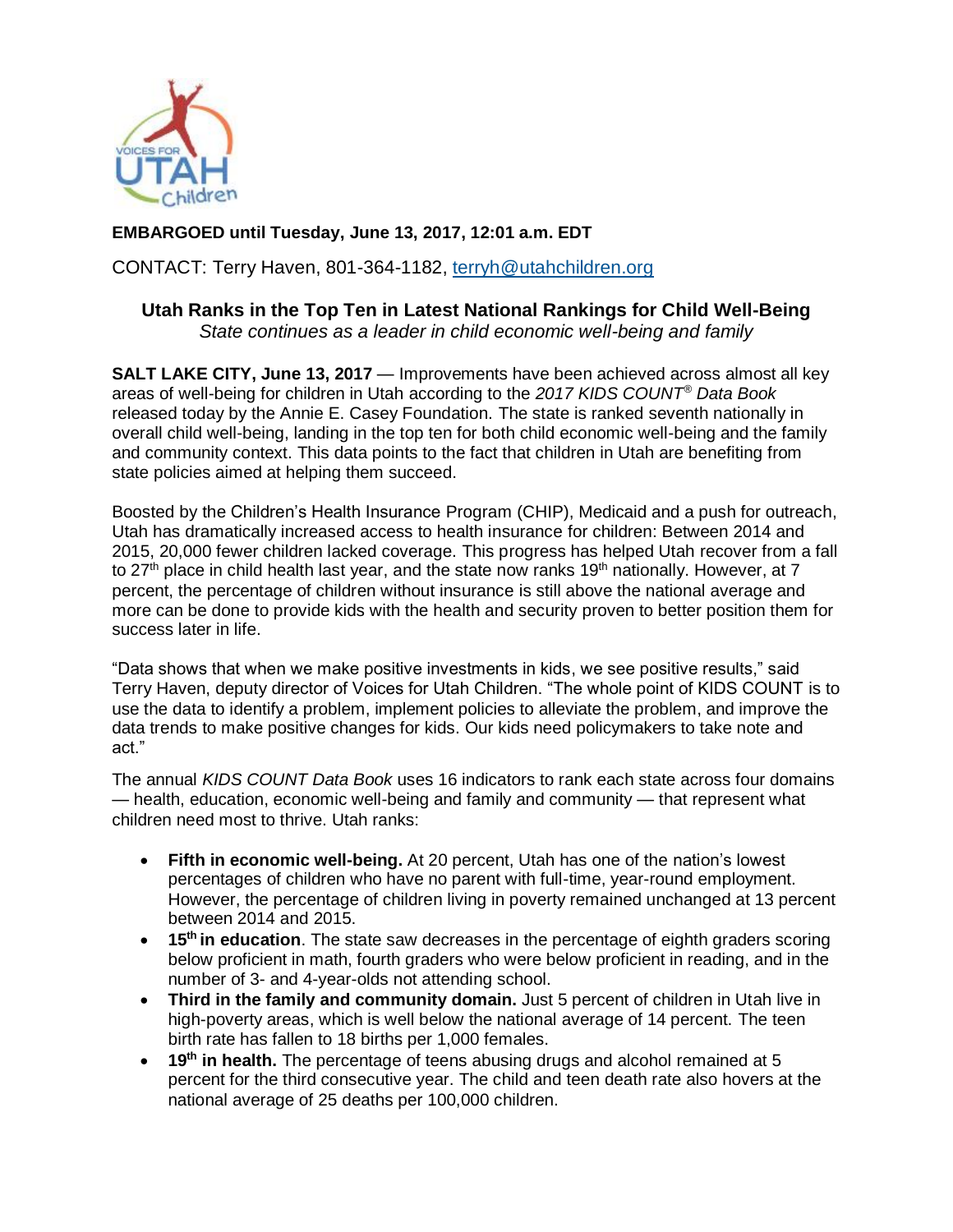**EMBARGOED until Tuesday, June 13, 2017, 12:01 a.m. EDT**

CONTACT: Terry Haven, 801-364-1182, terryh@utahchildren.org

## Utah Ranks in the Top Ten in Latest National Rankings for Child Well-Being

*State continues as a leader in child economic well-being and family*

**SALT LAKE CITY, June 13, 2017** — Improvements have been achieved across almost all key areas of well-being for children in Utah according to the *2017 KIDS COUNT® Data Book* released today by the Annie E. Casey Foundation. The state is ranked seventh nationally in overall child well-being, landing in the top ten for both child economic well-being and the family and community context. This data points to the fact that children in Utah are benefiting from state policies aimed at helping them succeed.

Boosted by the Children's Health Insurance Program (CHIP), Medicaid and a push for outreach, Utah has dramatically increased access to health insurance for children: Between 2014 and 2015, 20,000 fewer children lacked coverage. This progress has helped Utah recover from a fall to 27th place in child health last year, and the state now ranks 19th nationally. However, at 7 percent, the percentage of children without insurance is still above the national average and more can be done to provide kids with the health and security proven to better position them for success later in life.

"Data shows that when we make positive investments in kids, we see positive results," said Terry Haven, deputy director of Voices for Utah Children. "The whole point of KIDS COUNT is to use the data to identify a problem, implement policies to alleviate the problem, and improve the data trends to make positive changes for kids. Our kids need policymakers to take note and act."

The annual *KIDS COUNT Data Book* uses 16 indicators to rank each state across four domains — health, education, economic well-being and family and community — that represent what children need most to thrive. Utah ranks:

- **Fifth in economic well-being.** At 20 percent, Utah has one of the nation's lowest percentages of children who have no parent with full-time, year-round employment. However, the percentage of children living in poverty remained unchanged at 13 percent between 2014 and 2015.
- **15th in education**. The state saw decreases in the percentage of eighth graders scoring below proficient in math, fourth graders who were below proficient in reading, and in the number of 3- and 4-year-olds not attending school.
- **Third in the family and community domain.** Just 5 percent of children in Utah live in high-poverty areas, which is well below the national average of 14 percent. The teen birth rate has fallen to 18 births per 1,000 females.
- **19th in health.** The percentage of teens abusing drugs and alcohol remained at 5 percent for the third consecutive year. The child and teen death rate also hovers at the national average of 25 deaths per 100,000 children.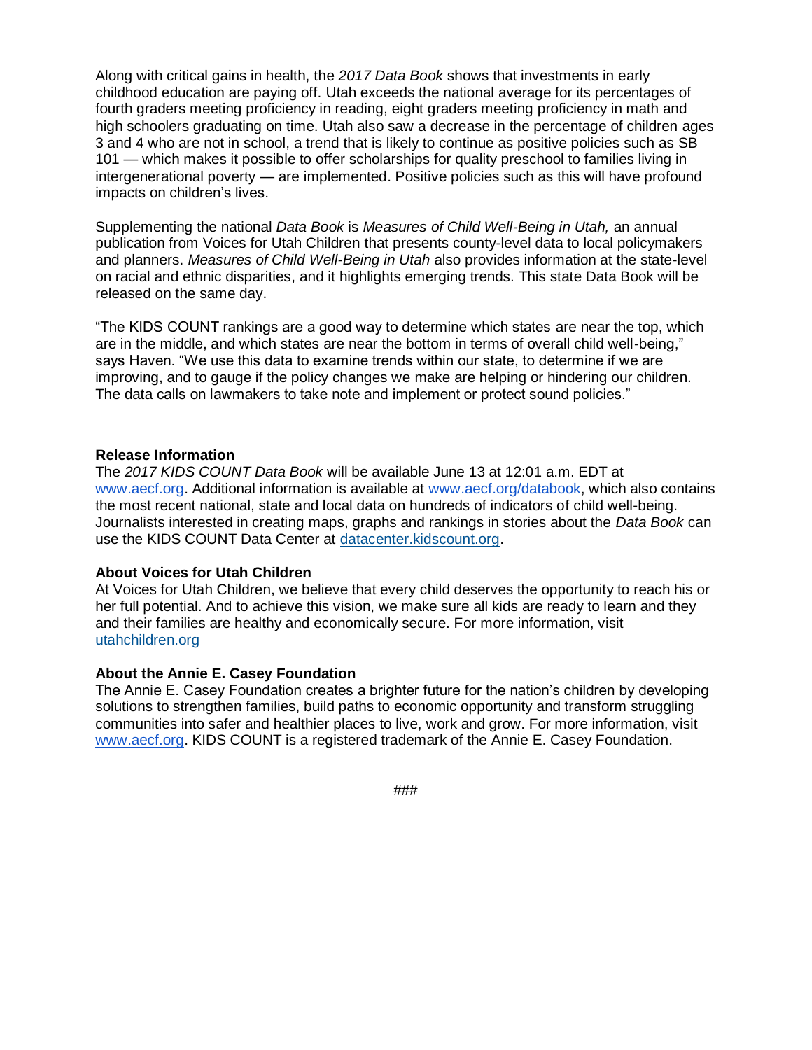Along with critical gains in health, the *2017 Data Book* shows that investments in early childhood education are paying off. Utah exceeds the national average for its percentages of fourth graders meeting proficiency in reading, eight graders meeting proficiency in math and high schoolers graduating on time. Utah also saw a decrease in the percentage of children ages 3 and 4 who are not in school, a trend that is likely to continue as positive policies such as SB 101 — which makes it possible to offer scholarships for quality preschool to families living in intergenerational poverty — are implemented. Positive policies such as this will have profound impacts on children's lives.

Supplementing the national *Data Book* is *Measures of Child Well-Being in Utah,* an annual publication from Voices for Utah Children that presents county-level data to local policymakers and planners. *Measures of Child Well-Being in Utah* also provides information at the state-level on racial and ethnic disparities, and it highlights emerging trends. This state Data Book will be released on the same day.

"The KIDS COUNT rankings are a good way to determine which states are near the top, which are in the middle, and which states are near the bottom in terms of overall child well-being," says Haven. "We use this data to examine trends within our state, to determine if we are improving, and to gauge if the policy changes we make are helping or hindering our children. The data calls on lawmakers to take note and implement or protect sound policies."

**Release Information**

The *2017 KIDS COUNT Data Book* will be available June 13 at 12:01 a.m. EDT at www.aecf.org. Additional information is available at www.aecf.org/databook, which also contains the most recent national, state and local data on hundreds of indicators of child well-being. Journalists interested in creating maps, graphs and rankings in stories about the *Data Book* can use the KIDS COUNT Data Center at datacenter.kidscount.org.

**About Voices for Utah Children**

At Voices for Utah Children, we believe that every child deserves the opportunity to reach his or her full potential. And to achieve this vision, we make sure all kids are ready to learn and they and their families are healthy and economically secure. For more information, visit utahchildren.org

**About the Annie E. Casey Foundation**

The Annie E. Casey Foundation creates a brighter future for the nation's children by developing solutions to strengthen families, build paths to economic opportunity and transform struggling communities into safer and healthier places to live, work and grow. For more information, visit www.aecf.org. KIDS COUNT is a registered trademark of the Annie E. Casey Foundation.

###